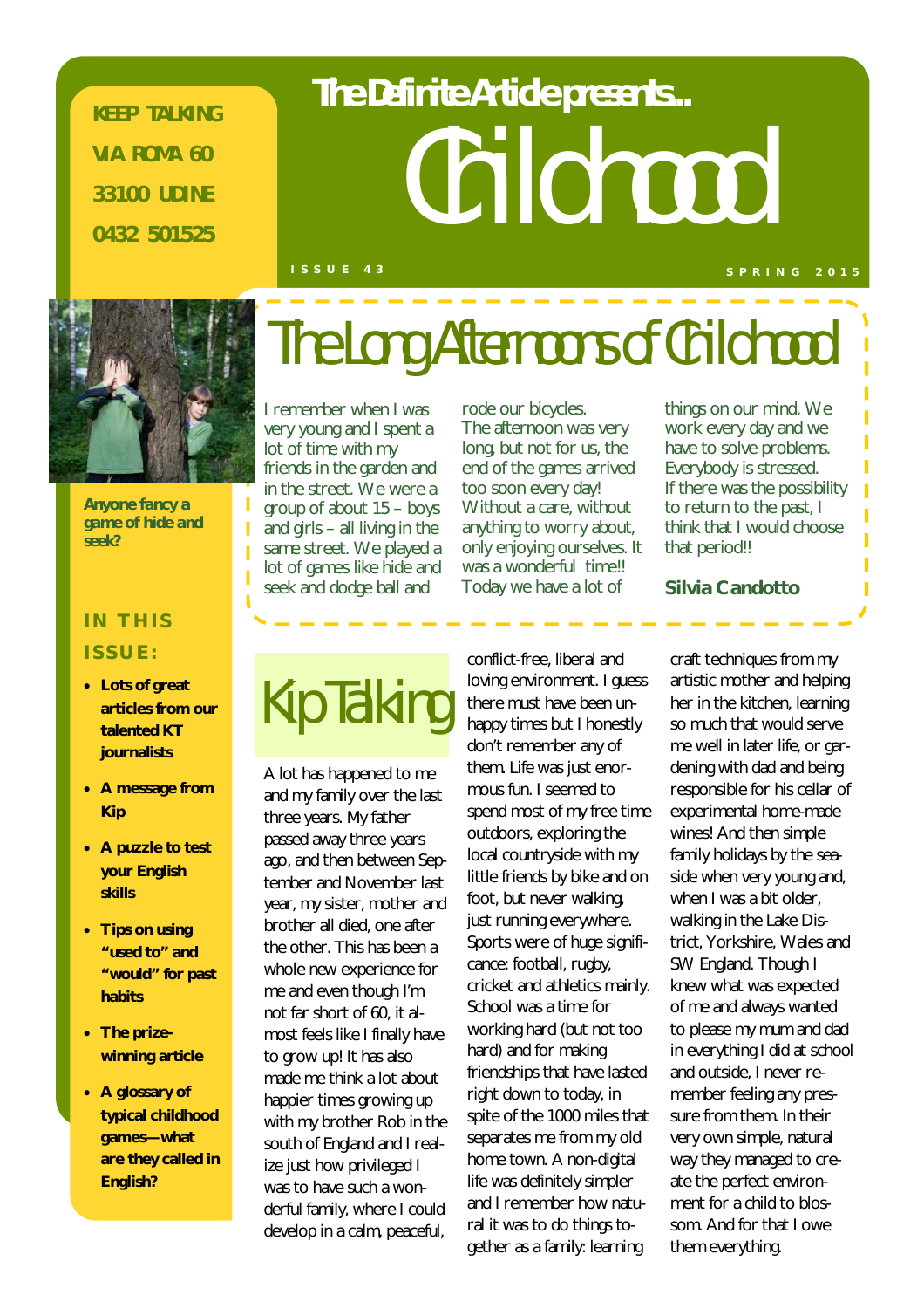KEEP TALKING

VIA ROMA 60

33100 UDINE

0432 501525

# The Definite Article presents... Childhood

ISSUE 43

SPRING 2015

Anyone fancy a game of hide and seek?

## IN THIS ISSUE:

- **Lots of great articles from our talented KT journalists**
- **A message from Kip**
- **A puzzle to test your English skills**
- **Tips on using "used to" and "would" for past habits**
- **The prize-winning article**
- **A glossary of typical childhood games—what are they called in English?**

## The Long Afternoons of Childhood

I remember when I was very young and I spent a lot of time with my friends in the garden and in the street. We were a group of about 15 – boys and girls – all living in the same street. We played a lot of games like hide and seek and dodge ball and rode our bicycles. The afternoon was very long, but not for us, the end of the games arrived too soon every day! Without a care, without anything to worry about, only enjoying ourselves. It was a wonderful time!! Today we have a lot of things on our mind. We work every day and we have to solve problems. Everybody is stressed. If there was the possibility to return to the past, I think that I would choose that period!!

**Silvia Candotto**

## Kip Talking

A lot has happened to me and my family over the last three years. My father passed away three years ago, and then between September and November last year, my sister, mother and brother all died, one after the other. This has been a whole new experience for me and even though I'm not far short of 60, it almost feels like I finally have to grow up! It has also made me think a lot about happier times growing up with my brother Rob in the south of England and I realize just how privileged I was to have such a wonderful family, where I could develop in a calm, peaceful, conflict-free, liberal and loving environment. I guess there must have been unhappy times but I honestly don't remember any of them. Life was just enormous fun. I seemed to spend most of my free time outdoors, exploring the local countryside with my little friends by bike and on foot, but never walking, just running everywhere. Sports were of huge significance: football, rugby, cricket and athletics mainly. School was a time for working hard (but not too hard) and for making friendships that have lasted right down to today, in spite of the 1000 miles that separates me from my old home town. A non-digital life was definitely simpler and I remember how natural it was to do things together as a family: learning craft techniques from my artistic mother and helping her in the kitchen, learning so much that would serve me well in later life, or gardening with dad and being responsible for his cellar of experimental home-made wines! And then simple family holidays by the seaside when very young and, when I was a bit older, walking in the Lake District, Yorkshire, Wales and SW England. Though I knew what was expected of me and always wanted to please my mum and dad in everything I did at school and outside, I never remember feeling any pressure from them. In their very own simple, natural way they managed to create the perfect environment for a child to blossom. And for that I owe them everything.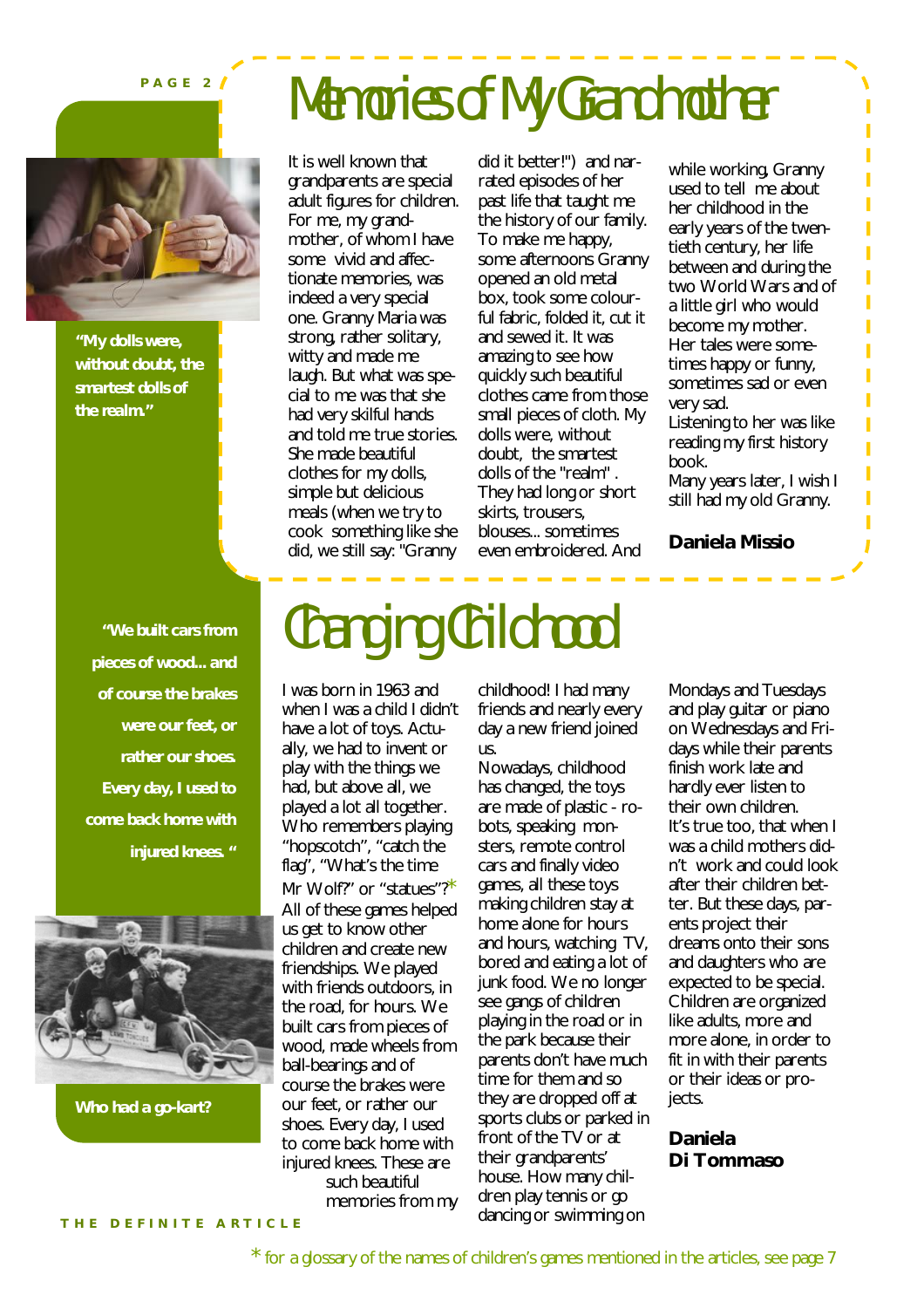# Memories of My Grandmother

> "My dolls were, without doubt, the smartest dolls of the realm."

It is well known that grandparents are special adult figures for children. For me, my grandmother, of whom I have some vivid and affectionate memories, was indeed a very special one. Granny Maria was strong, rather solitary, witty and made me laugh. But what was special to me was that she had very skilful hands and told me true stories. She made beautiful clothes for my dolls, simple but delicious meals (when we try to cook something like she did, we still say: "Granny did it better!") and narrated episodes of her past life that taught me the history of our family. To make me happy, some afternoons Granny opened an old metal box, took some colourful fabric, folded it, cut it and sewed it. It was amazing to see how quickly such beautiful clothes came from those small pieces of cloth. My dolls were, without doubt, the smartest dolls of the "realm". They had long or short skirts, trousers, blouses... sometimes even embroidered. And while working, Granny used to tell me about her childhood in the early years of the twentieth century, her life between and during the two World Wars and of a little girl who would become my mother. Her tales were sometimes happy or funny, sometimes sad or even very sad.

Listening to her was like reading my first history book.

Many years later, I wish I still had my old Granny.

**Daniela Missio**

# Changing Childhood

> "We built cars from pieces of wood... and of course the brakes were our feet, or rather our shoes. Every day, I used to come back home with injured knees."

Who had a go-kart?

I was born in 1963 and when I was a child I didn't have a lot of toys. Actually, we had to invent or play with the things we had, but above all, we played a lot all together. Who remembers playing "hopscotch", "catch the flag", "What's the time Mr Wolf?" or "statues"?* All of these games helped us get to know other children and create new friendships. We played with friends outdoors, in the road, for hours. We built cars from pieces of wood, made wheels from ball-bearings and of course the brakes were our feet, or rather our shoes. Every day, I used to come back home with injured knees. These are such beautiful memories from my childhood! I had many friends and nearly every day a new friend joined us.

Nowadays, childhood has changed, the toys are made of plastic - robots, speaking monsters, remote control cars and finally video games, all these toys making children stay at home alone for hours and hours, watching TV, bored and eating a lot of junk food. We no longer see gangs of children playing in the road or in the park because their parents don't have much time for them and so they are dropped off at sports clubs or parked in front of the TV or at their grandparents' house. How many children play tennis or go dancing or swimming on Mondays and Tuesdays and play guitar or piano on Wednesdays and Fridays while their parents finish work late and hardly ever listen to their own children.

It's true too, that when I was a child mothers didn't work and could look after their children better. But these days, parents project their dreams onto their sons and daughters who are expected to be special. Children are organized like adults, more and more alone, in order to fit in with their parents or their ideas or projects.

**Daniela Di Tommaso**

* for a glossary of the names of children's games mentioned in the articles, see page 7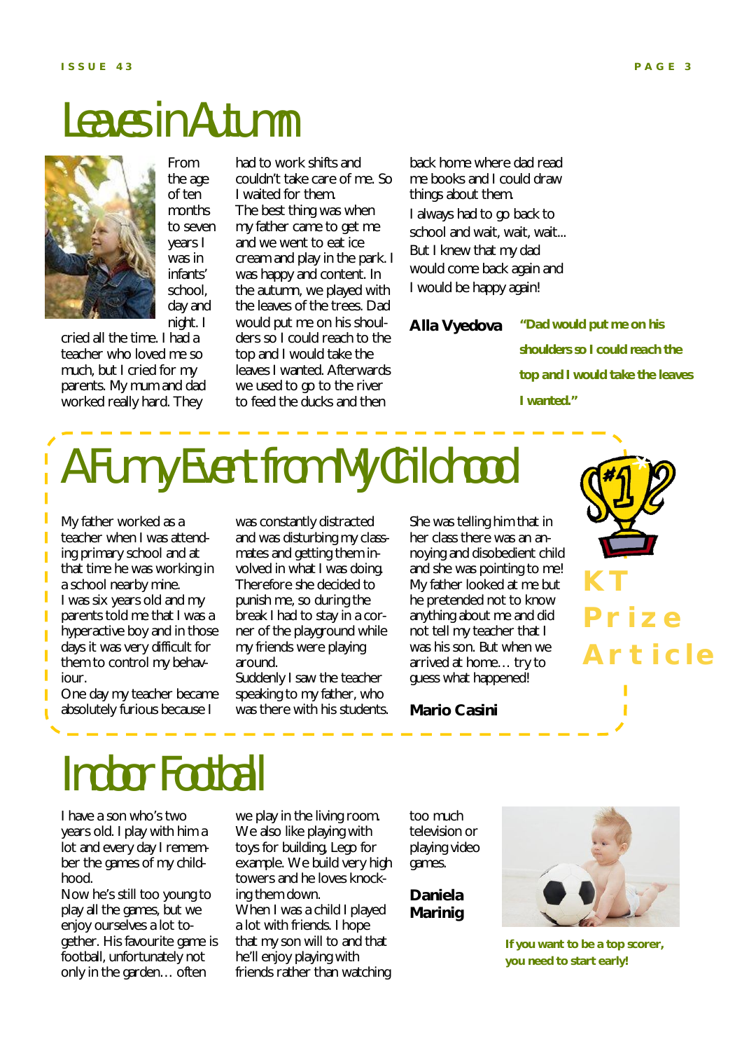# Leaves in Autumn

From the age of ten months to seven years I was in infants' school, day and night. I cried all the time. I had a teacher who loved me so much, but I cried for my parents. My mum and dad worked really hard. They had to work shifts and couldn't take care of me. So I waited for them.

The best thing was when my father came to get me and we went to eat ice cream and play in the park. I was happy and content. In the autumn, we played with the leaves of the trees. Dad would put me on his shoulders so I could reach to the top and I would take the leaves I wanted. Afterwards we used to go to the river to feed the ducks and then back home where dad read me books and I could draw things about them.

I always had to go back to school and wait, wait, wait...

But I knew that my dad would come back again and I would be happy again!

**Alla Vyedova**

**"Dad would put me on his shoulders so I could reach the top and I would take the leaves I wanted."**

# A Funny Event from My Childhood

My father worked as a teacher when I was attending primary school and at that time he was working in a school nearby mine.

I was six years old and my parents told me that I was a hyperactive boy and in those days it was very difficult for them to control my behaviour.

One day my teacher became absolutely furious because I was constantly distracted and was disturbing my classmates and getting them involved in what I was doing. Therefore she decided to punish me, so during the break I had to stay in a corner of the playground while my friends were playing around.

Suddenly I saw the teacher speaking to my father, who was there with his students. She was telling him that in her class there was an annoying and disobedient child and she was pointing to me! My father looked at me but he pretended not to know anything about me and did not tell my teacher that I was his son. But when we arrived at home… try to guess what happened!

**Mario Casini**

**KT Prize Article**

# Indoor Football

I have a son who's two years old. I play with him a lot and every day I remember the games of my childhood.

Now he's still too young to play all the games, but we enjoy ourselves a lot together. His favourite game is football, unfortunately not only in the garden… often we play in the living room. We also like playing with toys for building, Lego for example. We build very high towers and he loves knocking them down.

When I was a child I played a lot with friends. I hope that my son will to and that he'll enjoy playing with friends rather than watching too much television or playing video games.

**Daniela Marinig**

**If you want to be a top scorer, you need to start early!**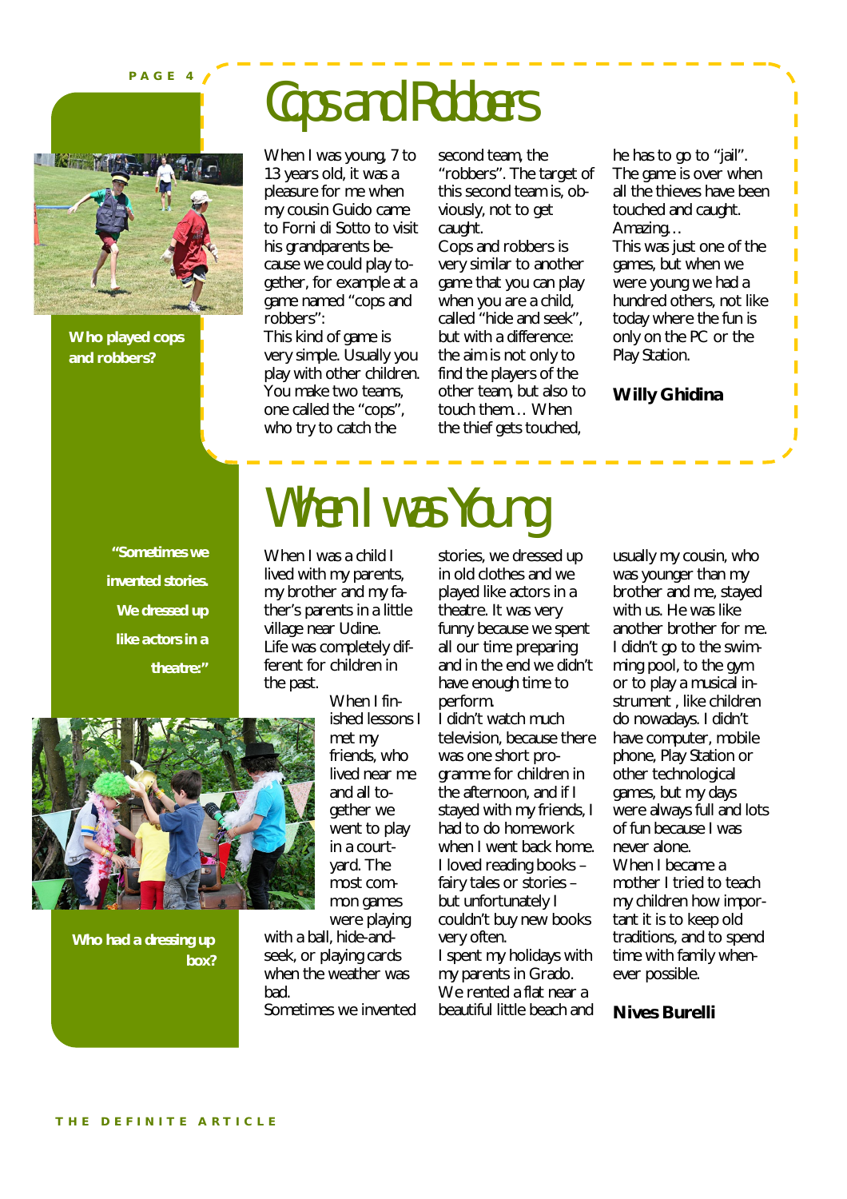# Cops and Robbers

Who played cops and robbers?

When I was young, 7 to 13 years old, it was a pleasure for me when my cousin Guido came to Forni di Sotto to visit his grandparents because we could play together, for example at a game named "cops and robbers":
This kind of game is very simple. Usually you play with other children. You make two teams, one called the "cops", who try to catch the second team, the "robbers". The target of this second team is, obviously, not to get caught.
Cops and robbers is very similar to another game that you can play when you are a child, called "hide and seek", but with a difference: the aim is not only to find the players of the other team, but also to touch them… When the thief gets touched, he has to go to "jail". The game is over when all the thieves have been touched and caught. Amazing…
This was just one of the games, but when we were young we had a hundred others, not like today where the fun is only on the PC or the Play Station.

**Willy Ghidina**

# When I was Young

"Sometimes we invented stories. We dressed up like actors in a theatre:"

Who had a dressing up box?

When I was a child I lived with my parents, my brother and my father's parents in a little village near Udine.
Life was completely different for children in the past.
When I finished lessons I met my friends, who lived near me and all together we went to play in a courtyard. The most common games were playing with a ball, hide-and-seek, or playing cards when the weather was bad.
Sometimes we invented stories, we dressed up in old clothes and we played like actors in a theatre. It was very funny because we spent all our time preparing and in the end we didn't have enough time to perform.
I didn't watch much television, because there was one short programme for children in the afternoon, and if I stayed with my friends, I had to do homework when I went back home.
I loved reading books – fairy tales or stories – but unfortunately I couldn't buy new books very often.
I spent my holidays with my parents in Grado. We rented a flat near a beautiful little beach and usually my cousin, who was younger than my brother and me, stayed with us. He was like another brother for me.
I didn't go to the swimming pool, to the gym or to play a musical instrument , like children do nowadays. I didn't have computer, mobile phone, Play Station or other technological games, but my days were always full and lots of fun because I was never alone.
When I became a mother I tried to teach my children how important it is to keep old traditions, and to spend time with family whenever possible.

**Nives Burelli**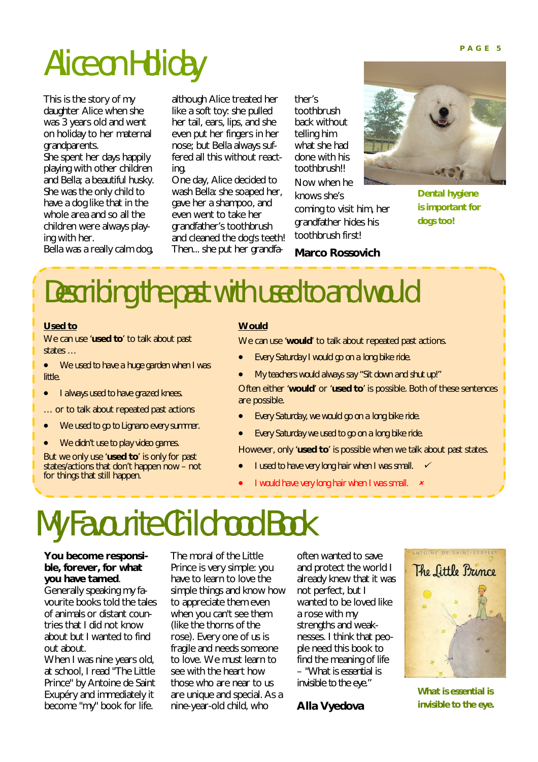# Alice on Holiday

This is the story of my daughter Alice when she was 3 years old and went on holiday to her maternal grandparents.

She spent her days happily playing with other children and Bella; a beautiful husky. She was the only child to have a dog like that in the whole area and so all the children were always playing with her.

Bella was a really calm dog, although Alice treated her like a soft toy: she pulled her tail, ears, lips, and she even put her fingers in her nose; but Bella always suffered all this without reacting.

One day, Alice decided to wash Bella: she soaped her, gave her a shampoo, and even went to take her grandfather's toothbrush and cleaned the dog's teeth! Then... she put her grandfather's toothbrush back without telling him what she had done with his toothbrush!!

Now when he knows she's coming to visit him, her grandfather hides his toothbrush first!

**Marco Rossovich**

Dental hygiene is important for dogs too!

# Describing the past with used to and would

**Used to**

We can use '**used to**' to talk about past states …

- We used to have a huge garden when I was little.
- I always used to have grazed knees.

… or to talk about repeated past actions

- We used to go to Lignano every summer.
- We didn't use to play video games.

But we only use '**used to**' is only for past states/actions that don't happen now – not for things that still happen.

**Would**

We can use '**would**' to talk about repeated past actions.

- Every Saturday I would go on a long bike ride.
- My teachers would always say "Sit down and shut up!"

Often either '**would**' or '**used to**' is possible. Both of these sentences are possible.

- Every Saturday, we would go on a long bike ride.
- Every Saturday we used to go on a long bike ride.

However, only '**used to**' is possible when we talk about past states.

- I used to have very long hair when I was small. ✓
- I would have very long hair when I was small. ✗

# My Favourite Childhood Book

**You become responsible, forever, for what you have tamed**.

Generally speaking my favourite books told the tales of animals or distant countries that I did not know about but I wanted to find out about.

When I was nine years old, at school, I read "The Little Prince" by Antoine de Saint Exupéry and immediately it become "my" book for life.

The moral of the Little Prince is very simple: you have to learn to love the simple things and know how to appreciate them even when you can't see them (like the thorns of the rose). Every one of us is fragile and needs someone to love. We must learn to see with the heart how those who are near to us are unique and special. As a nine-year-old child, who often wanted to save and protect the world I already knew that it was not perfect, but I wanted to be loved like a rose with my strengths and weaknesses. I think that people need this book to find the meaning of life – "What is essential is invisible to the eye."

**Alla Vyedova**

What is essential is invisible to the eye.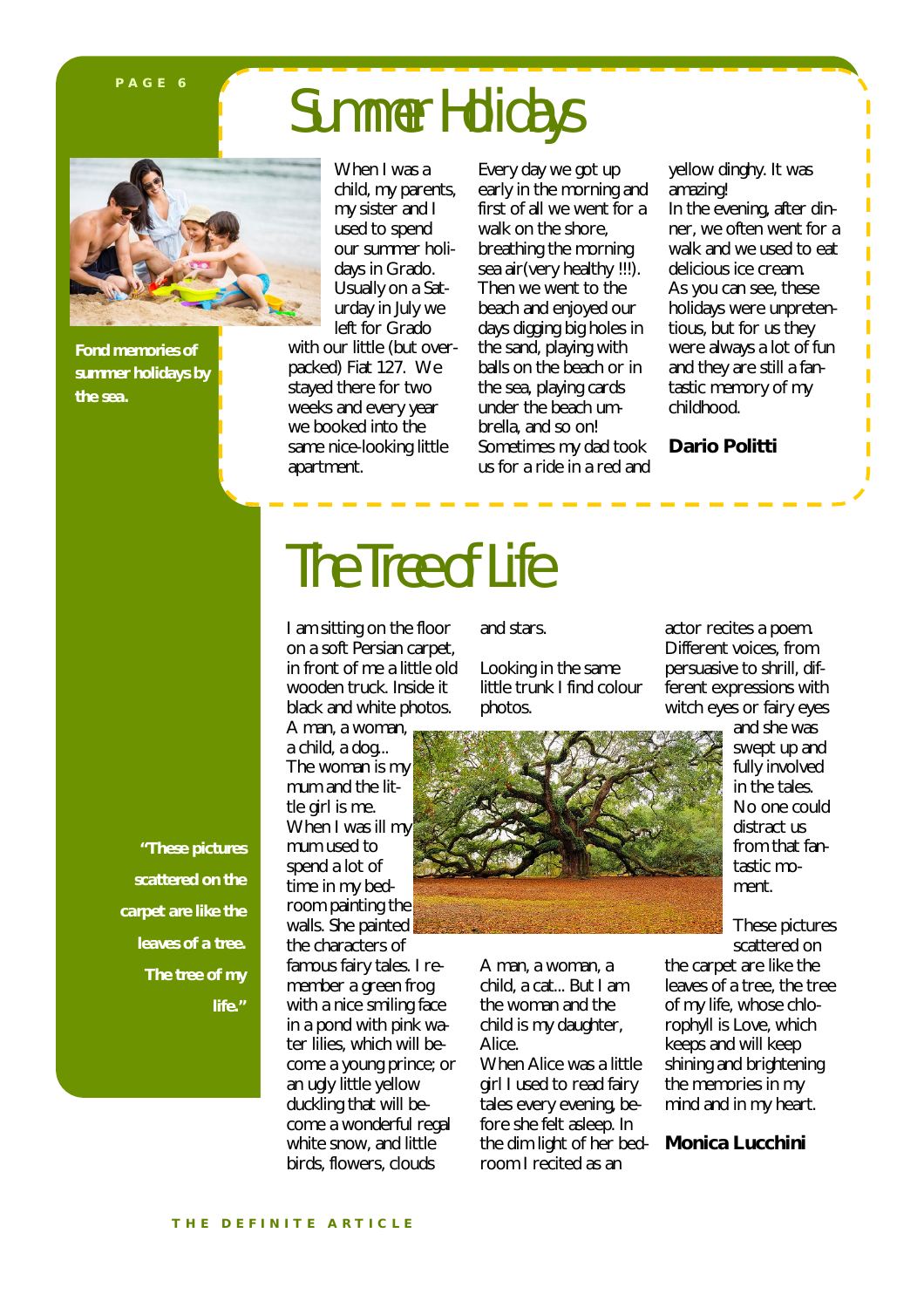# Summer Holidays

Fond memories of summer holidays by the sea.

When I was a child, my parents, my sister and I used to spend our summer holidays in Grado. Usually on a Saturday in July we left for Grado with our little (but overpacked) Fiat 127. We stayed there for two weeks and every year we booked into the same nice-looking little apartment.

Every day we got up early in the morning and first of all we went for a walk on the shore, breathing the morning sea air(very healthy !!!). Then we went to the beach and enjoyed our days digging big holes in the sand, playing with balls on the beach or in the sea, playing cards under the beach umbrella, and so on! Sometimes my dad took us for a ride in a red and yellow dinghy. It was amazing!

In the evening, after dinner, we often went for a walk and we used to eat delicious ice cream.

As you can see, these holidays were unpretentious, but for us they were always a lot of fun and they are still a fantastic memory of my childhood.

**Dario Politti**

# The Tree of Life

**"These pictures scattered on the carpet are like the leaves of a tree. The tree of my life."**

I am sitting on the floor on a soft Persian carpet, in front of me a little old wooden truck. Inside it black and white photos. A man, a woman, a child, a dog... The woman is my mum and the little girl is me. When I was ill my mum used to spend a lot of time in my bedroom painting the walls. She painted the characters of famous fairy tales. I remember a green frog with a nice smiling face in a pond with pink water lilies, which will become a young prince; or an ugly little yellow duckling that will become a wonderful regal white snow, and little birds, flowers, clouds and stars.

Looking in the same little trunk I find colour photos.

A man, a woman, a child, a cat... But I am the woman and the child is my daughter, Alice.

When Alice was a little girl I used to read fairy tales every evening, before she felt asleep. In the dim light of her bedroom I recited as an actor recites a poem. Different voices, from persuasive to shrill, different expressions with witch eyes or fairy eyes and she was swept up and fully involved in the tales. No one could distract us from that fantastic moment.

These pictures scattered on the carpet are like the leaves of a tree, the tree of my life, whose chlorophyll is Love, which keeps and will keep shining and brightening the memories in my mind and in my heart.

**Monica Lucchini**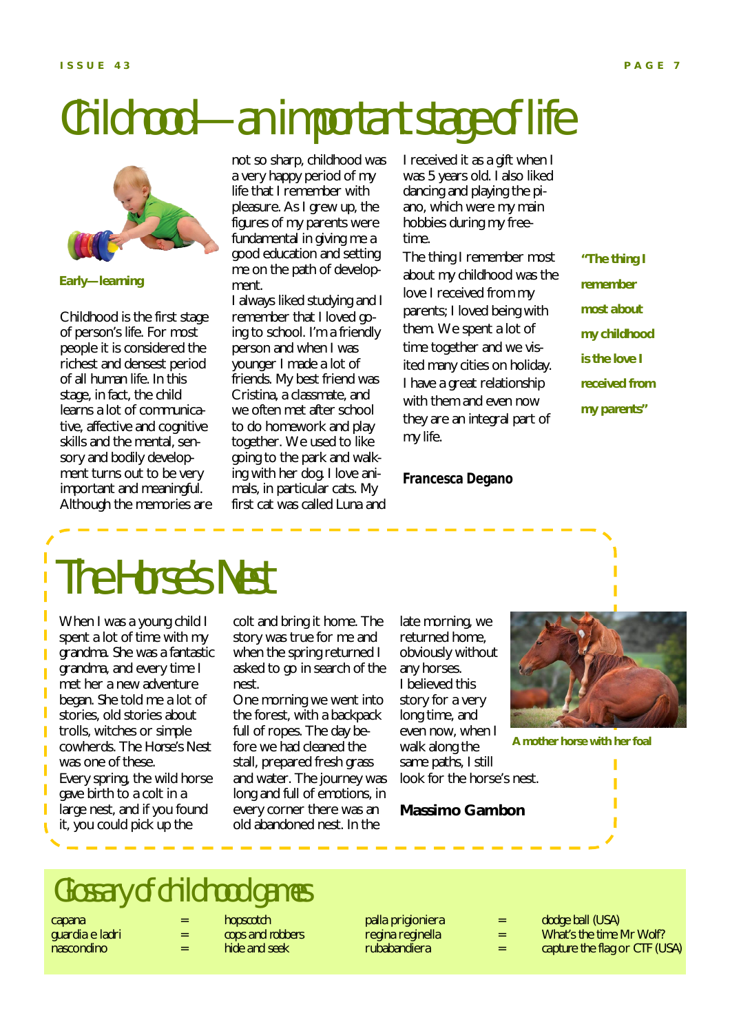# Childhood — an important stage of life

Early—learning

Childhood is the first stage of person's life. For most people it is considered the richest and densest period of all human life. In this stage, in fact, the child learns a lot of communicative, affective and cognitive skills and the mental, sensory and bodily development turns out to be very important and meaningful. Although the memories are not so sharp, childhood was a very happy period of my life that I remember with pleasure. As I grew up, the figures of my parents were fundamental in giving me a good education and setting me on the path of development.

I always liked studying and I remember that I loved going to school. I'm a friendly person and when I was younger I made a lot of friends. My best friend was Cristina, a classmate, and we often met after school to do homework and play together. We used to like going to the park and walking with her dog. I love animals, in particular cats. My first cat was called Luna and I received it as a gift when I was 5 years old. I also liked dancing and playing the piano, which were my main hobbies during my free-time.

The thing I remember most about my childhood was the love I received from my parents; I loved being with them. We spent a lot of time together and we visited many cities on holiday. I have a great relationship with them and even now they are an integral part of my life.

**"The thing I remember most about my childhood is the love I received from my parents"**

***Francesca Degano***

# The Horse's Nest

When I was a young child I spent a lot of time with my grandma. She was a fantastic grandma, and every time I met her a new adventure began. She told me a lot of stories, old stories about trolls, witches or simple cowherds. The Horse's Nest was one of these.

Every spring, the wild horse gave birth to a colt in a large nest, and if you found it, you could pick up the colt and bring it home. The story was true for me and when the spring returned I asked to go in search of the nest.

One morning we went into the forest, with a backpack full of ropes. The day before we had cleaned the stall, prepared fresh grass and water. The journey was long and full of emotions, in every corner there was an old abandoned nest. In the late morning, we returned home, obviously without any horses.

I believed this story for a very long time, and even now, when I walk along the same paths, I still look for the horse's nest.

A mother horse with her foal

**Massimo Gambon**

## Glossary of childhood games

| | | |
|---|---|---|
| capana | = | hopscotch |
| guardia e ladri | = | cops and robbers |
| nascondino | = | hide and seek |
| palla prigioniera | = | dodge ball (USA) |
| regina reginella | = | What's the time Mr Wolf? |
| rubabandiera | = | capture the flag or CTF (USA) |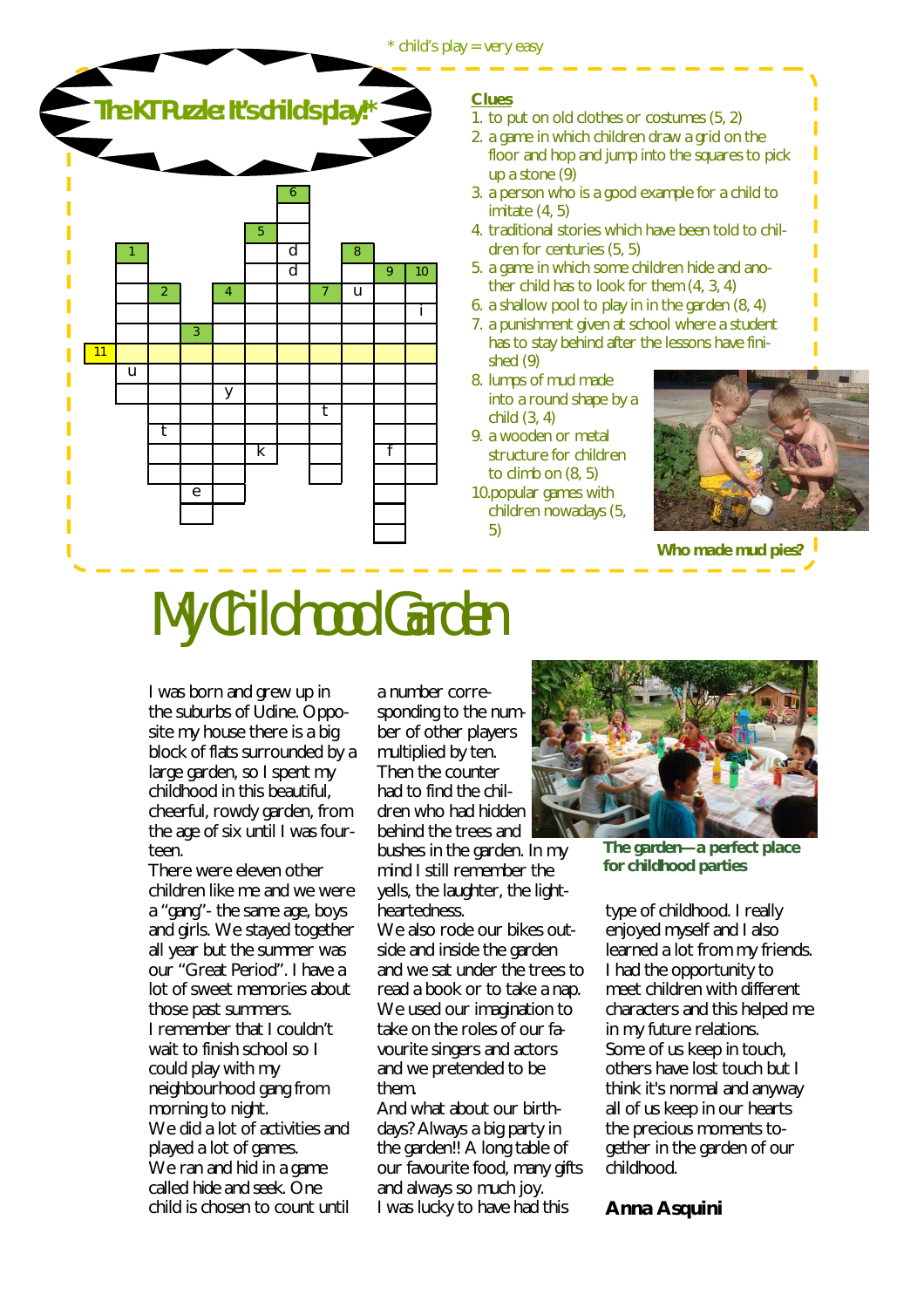\* child's play = very easy

## The KT Puzzle: It's child's play!\*

**Clues**

1. to put on old clothes or costumes (5, 2)
2. a game in which children draw a grid on the floor and hop and jump into the squares to pick up a stone (9)
3. a person who is a good example for a child to imitate (4, 5)
4. traditional stories which have been told to children for centuries (5, 5)
5. a game in which some children hide and another child has to look for them (4, 3, 4)
6. a shallow pool to play in in the garden (8, 4)
7. a punishment given at school where a student has to stay behind after the lessons have finished (9)
8. lumps of mud made into a round shape by a child (3, 4)
9. a wooden or metal structure for children to climb on (8, 5)
10. popular games with children nowadays (5, 5)

Who made mud pies?

# My Childhood Garden

I was born and grew up in the suburbs of Udine. Opposite my house there is a big block of flats surrounded by a large garden, so I spent my childhood in this beautiful, cheerful, rowdy garden, from the age of six until I was fourteen.

There were eleven other children like me and we were a "gang"- the same age, boys and girls. We stayed together all year but the summer was our "Great Period". I have a lot of sweet memories about those past summers.

I remember that I couldn't wait to finish school so I could play with my neighbourhood gang from morning to night.

We did a lot of activities and played a lot of games.

We ran and hid in a game called hide and seek. One child is chosen to count until a number corresponding to the number of other players multiplied by ten. Then the counter had to find the children who had hidden behind the trees and bushes in the garden. In my mind I still remember the yells, the laughter, the light-heartedness.

We also rode our bikes outside and inside the garden and we sat under the trees to read a book or to take a nap. We used our imagination to take on the roles of our favourite singers and actors and we pretended to be them.

And what about our birthdays? Always a big party in the garden!! A long table of our favourite food, many gifts and always so much joy.

I was lucky to have had this type of childhood. I really enjoyed myself and I also learned a lot from my friends. I had the opportunity to meet children with different characters and this helped me in my future relations.

Some of us keep in touch, others have lost touch but I think it's normal and anyway all of us keep in our hearts the precious moments together in the garden of our childhood.

The garden—a perfect place for childhood parties

**Anna Asquini**